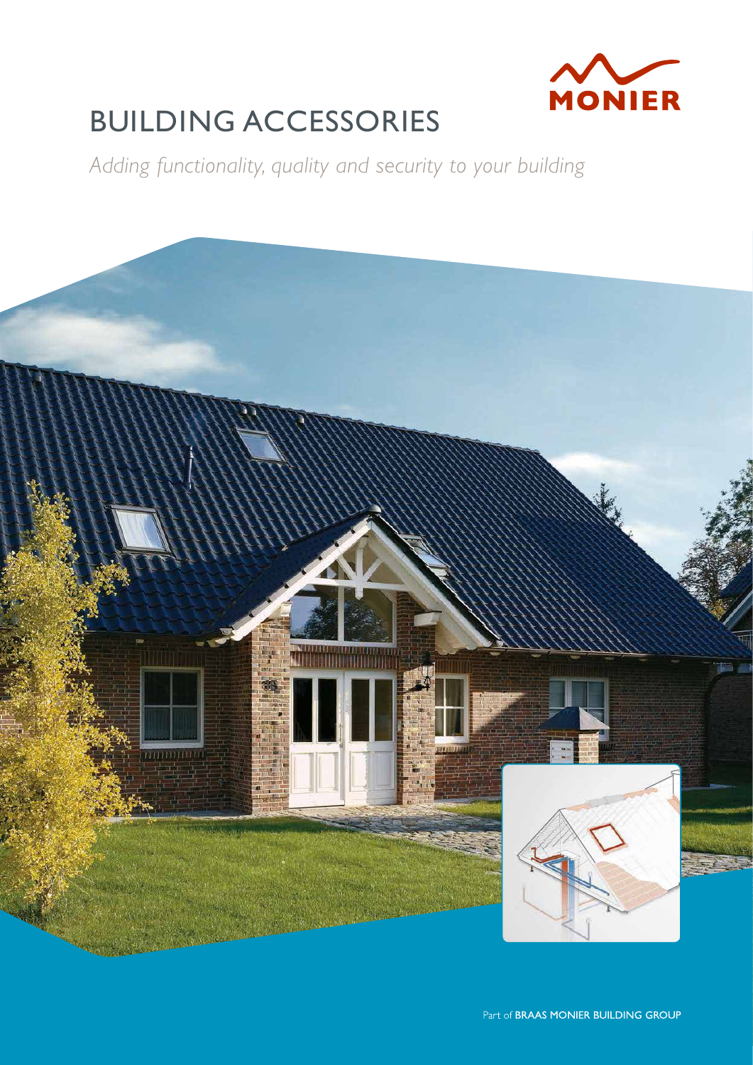MONIER

# BUILDING ACCESSORIES

*Adding functionality, quality and security to your building*

Part of **BRAAS MONIER BUILDING GROUP**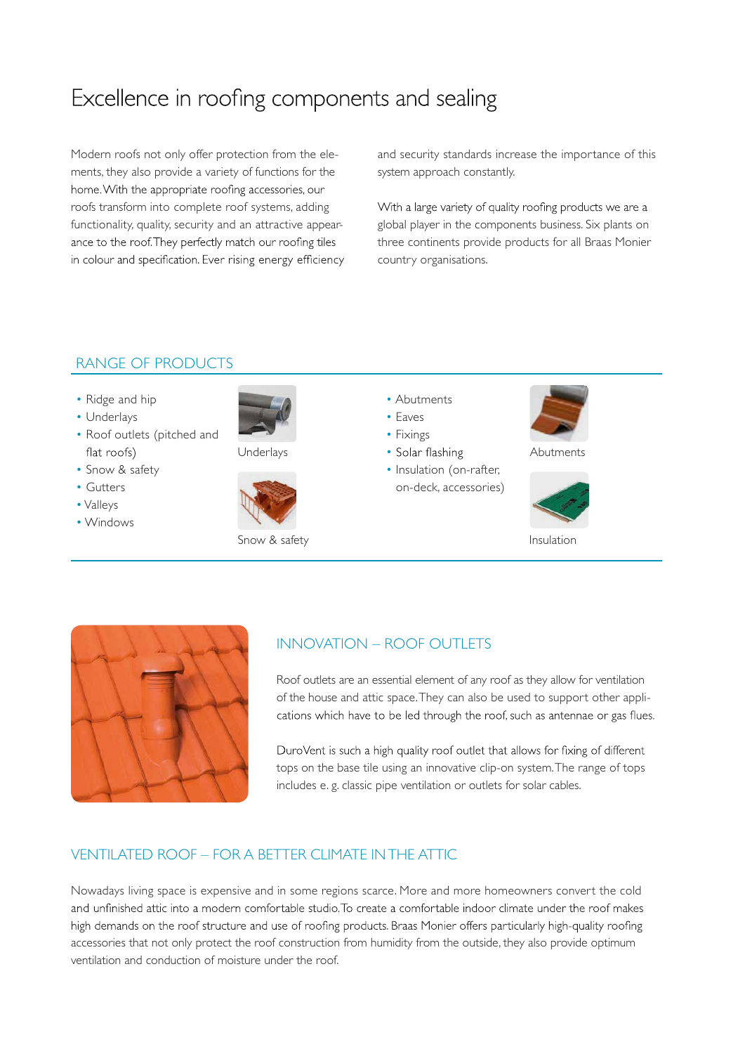# Excellence in roofing components and sealing

Modern roofs not only offer protection from the elements, they also provide a variety of functions for the home. With the appropriate roofing accessories, our roofs transform into complete roof systems, adding functionality, quality, security and an attractive appearance to the roof. They perfectly match our roofing tiles in colour and specification. Ever rising energy efficiency and security standards increase the importance of this system approach constantly.

With a large variety of quality roofing products we are a global player in the components business. Six plants on three continents provide products for all Braas Monier country organisations.

## RANGE OF PRODUCTS

- Ridge and hip
- Underlays
- Roof outlets (pitched and flat roofs)
- Snow & safety
- Gutters
- Valleys
- Windows

Underlays

Snow & safety

- Abutments
- Eaves
- Fixings
- Solar flashing
- Insulation (on-rafter, on-deck, accessories)

Abutments

Insulation

## INNOVATION – ROOF OUTLETS

Roof outlets are an essential element of any roof as they allow for ventilation of the house and attic space. They can also be used to support other applications which have to be led through the roof, such as antennae or gas flues.

DuroVent is such a high quality roof outlet that allows for fixing of different tops on the base tile using an innovative clip-on system. The range of tops includes e. g. classic pipe ventilation or outlets for solar cables.

## VENTILATED ROOF – FOR A BETTER CLIMATE IN THE ATTIC

Nowadays living space is expensive and in some regions scarce. More and more homeowners convert the cold and unfinished attic into a modern comfortable studio. To create a comfortable indoor climate under the roof makes high demands on the roof structure and use of roofing products. Braas Monier offers particularly high-quality roofing accessories that not only protect the roof construction from humidity from the outside, they also provide optimum ventilation and conduction of moisture under the roof.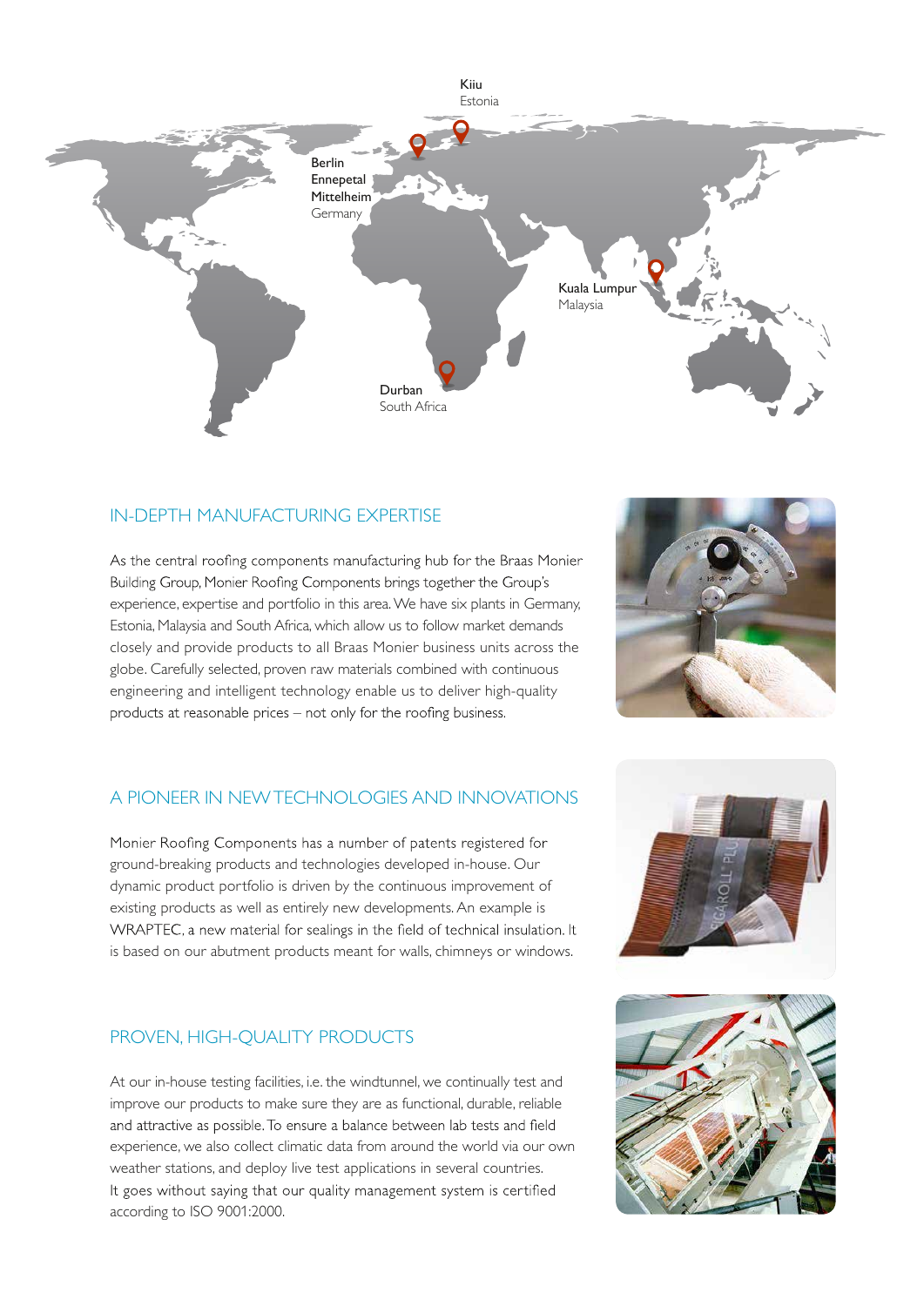Kiiu
Estonia

Berlin
Ennepetal
Mittelheim
Germany

Kuala Lumpur
Malaysia

Durban
South Africa

## IN-DEPTH MANUFACTURING EXPERTISE

As the central roofing components manufacturing hub for the Braas Monier Building Group, Monier Roofing Components brings together the Group's experience, expertise and portfolio in this area. We have six plants in Germany, Estonia, Malaysia and South Africa, which allow us to follow market demands closely and provide products to all Braas Monier business units across the globe. Carefully selected, proven raw materials combined with continuous engineering and intelligent technology enable us to deliver high-quality products at reasonable prices – not only for the roofing business.

## A PIONEER IN NEW TECHNOLOGIES AND INNOVATIONS

Monier Roofing Components has a number of patents registered for ground-breaking products and technologies developed in-house. Our dynamic product portfolio is driven by the continuous improvement of existing products as well as entirely new developments. An example is WRAPTEC, a new material for sealings in the field of technical insulation. It is based on our abutment products meant for walls, chimneys or windows.

## PROVEN, HIGH-QUALITY PRODUCTS

At our in-house testing facilities, i.e. the windtunnel, we continually test and improve our products to make sure they are as functional, durable, reliable and attractive as possible. To ensure a balance between lab tests and field experience, we also collect climatic data from around the world via our own weather stations, and deploy live test applications in several countries. It goes without saying that our quality management system is certified according to ISO 9001:2000.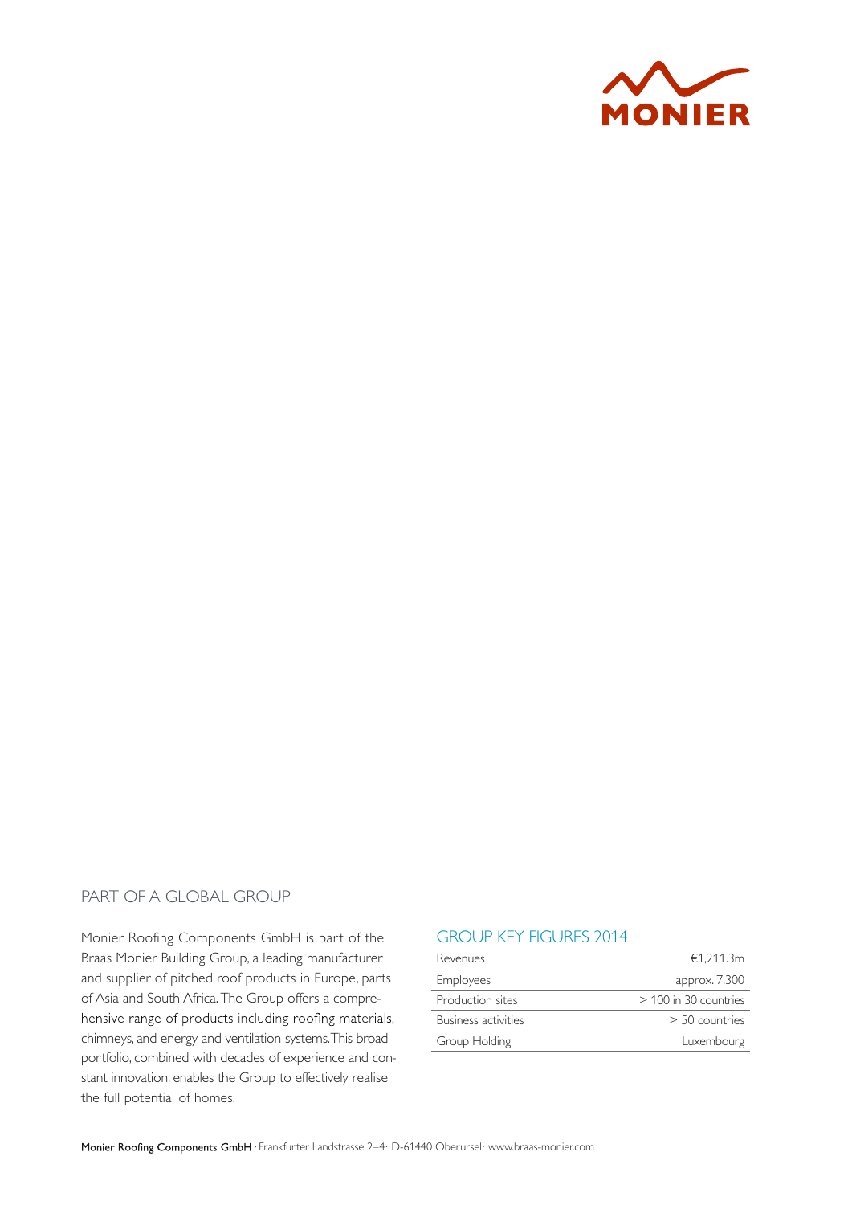MONIER

## PART OF A GLOBAL GROUP

Monier Roofing Components GmbH is part of the Braas Monier Building Group, a leading manufacturer and supplier of pitched roof products in Europe, parts of Asia and South Africa. The Group offers a comprehensive range of products including roofing materials, chimneys, and energy and ventilation systems. This broad portfolio, combined with decades of experience and constant innovation, enables the Group to effectively realise the full potential of homes.

### GROUP KEY FIGURES 2014

| | |
|---|---|
| Revenues | €1,211.3m |
| Employees | approx. 7,300 |
| Production sites | > 100 in 30 countries |
| Business activities | > 50 countries |
| Group Holding | Luxembourg |

**Monier Roofing Components GmbH** · Frankfurter Landstrasse 2–4 · D-61440 Oberursel · www.braas-monier.com